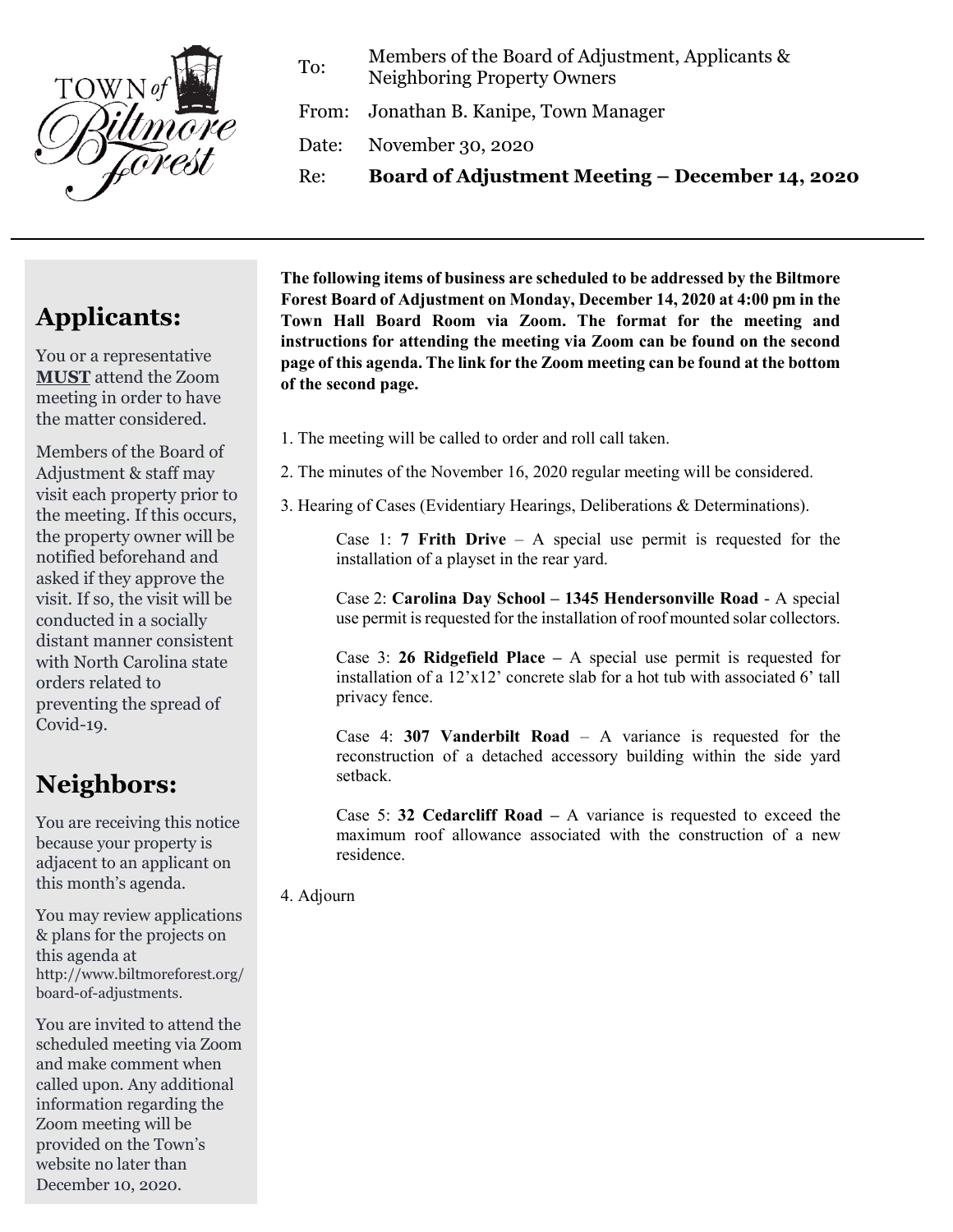TOWN of Biltmore Forest

To: Members of the Board of Adjustment, Applicants & Neighboring Property Owners

From: Jonathan B. Kanipe, Town Manager

Date: November 30, 2020

Re: **Board of Adjustment Meeting – December 14, 2020**

---

## Applicants:

You or a representative **MUST** attend the Zoom meeting in order to have the matter considered.

Members of the Board of Adjustment & staff may visit each property prior to the meeting. If this occurs, the property owner will be notified beforehand and asked if they approve the visit. If so, the visit will be conducted in a socially distant manner consistent with North Carolina state orders related to preventing the spread of Covid-19.

## Neighbors:

You are receiving this notice because your property is adjacent to an applicant on this month's agenda.

You may review applications & plans for the projects on this agenda at http://www.biltmoreforest.org/board-of-adjustments.

You are invited to attend the scheduled meeting via Zoom and make comment when called upon. Any additional information regarding the Zoom meeting will be provided on the Town's website no later than December 10, 2020.

---

**The following items of business are scheduled to be addressed by the Biltmore Forest Board of Adjustment on Monday, December 14, 2020 at 4:00 pm in the Town Hall Board Room via Zoom. The format for the meeting and instructions for attending the meeting via Zoom can be found on the second page of this agenda. The link for the Zoom meeting can be found at the bottom of the second page.**

1. The meeting will be called to order and roll call taken.

2. The minutes of the November 16, 2020 regular meeting will be considered.

3. Hearing of Cases (Evidentiary Hearings, Deliberations & Determinations).

   Case 1: **7 Frith Drive** – A special use permit is requested for the installation of a playset in the rear yard.

   Case 2: **Carolina Day School – 1345 Hendersonville Road** - A special use permit is requested for the installation of roof mounted solar collectors.

   Case 3: **26 Ridgefield Place –** A special use permit is requested for installation of a 12'x12' concrete slab for a hot tub with associated 6' tall privacy fence.

   Case 4: **307 Vanderbilt Road** – A variance is requested for the reconstruction of a detached accessory building within the side yard setback.

   Case 5: **32 Cedarcliff Road –** A variance is requested to exceed the maximum roof allowance associated with the construction of a new residence.

4. Adjourn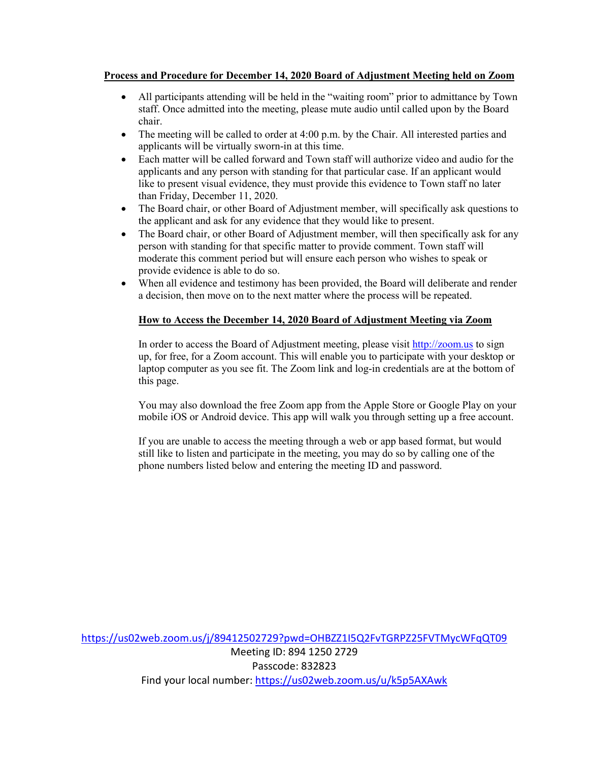**<u>Process and Procedure for December 14, 2020 Board of Adjustment Meeting held on Zoom</u>**

- All participants attending will be held in the "waiting room" prior to admittance by Town staff. Once admitted into the meeting, please mute audio until called upon by the Board chair.
- The meeting will be called to order at 4:00 p.m. by the Chair. All interested parties and applicants will be virtually sworn-in at this time.
- Each matter will be called forward and Town staff will authorize video and audio for the applicants and any person with standing for that particular case. If an applicant would like to present visual evidence, they must provide this evidence to Town staff no later than Friday, December 11, 2020.
- The Board chair, or other Board of Adjustment member, will specifically ask questions to the applicant and ask for any evidence that they would like to present.
- The Board chair, or other Board of Adjustment member, will then specifically ask for any person with standing for that specific matter to provide comment. Town staff will moderate this comment period but will ensure each person who wishes to speak or provide evidence is able to do so.
- When all evidence and testimony has been provided, the Board will deliberate and render a decision, then move on to the next matter where the process will be repeated.

**<u>How to Access the December 14, 2020 Board of Adjustment Meeting via Zoom</u>**

In order to access the Board of Adjustment meeting, please visit http://zoom.us to sign up, for free, for a Zoom account. This will enable you to participate with your desktop or laptop computer as you see fit. The Zoom link and log-in credentials are at the bottom of this page.

You may also download the free Zoom app from the Apple Store or Google Play on your mobile iOS or Android device. This app will walk you through setting up a free account.

If you are unable to access the meeting through a web or app based format, but would still like to listen and participate in the meeting, you may do so by calling one of the phone numbers listed below and entering the meeting ID and password.

https://us02web.zoom.us/j/89412502729?pwd=OHBZZ1I5Q2FvTGRPZ25FVTMycWFqQT09

Meeting ID: 894 1250 2729

Passcode: 832823

Find your local number: https://us02web.zoom.us/u/k5p5AXAwk